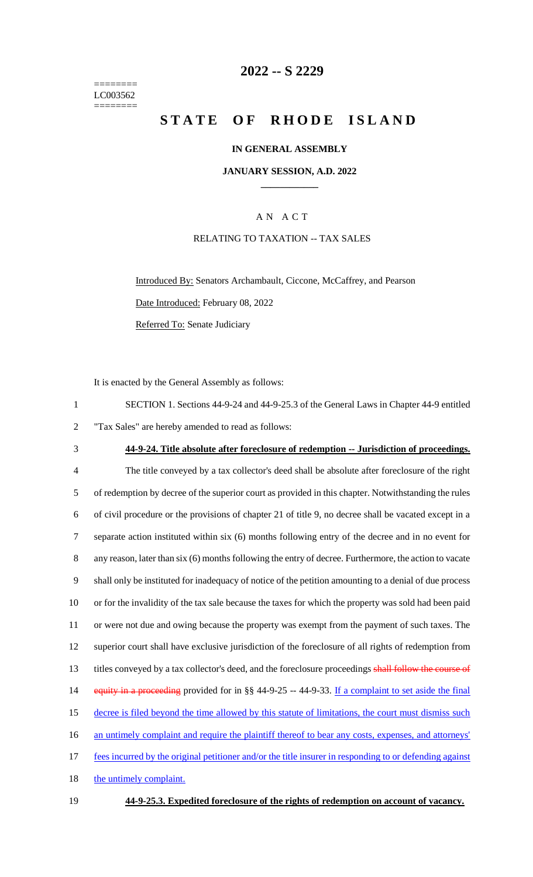========
LC003562
========

# 2022 -- S 2229

# STATE OF RHODE ISLAND

**IN GENERAL ASSEMBLY**

**JANUARY SESSION, A.D. 2022**

A N A C T

RELATING TO TAXATION -- TAX SALES

Introduced By: Senators Archambault, Ciccone, McCaffrey, and Pearson

Date Introduced: February 08, 2022

Referred To: Senate Judiciary

It is enacted by the General Assembly as follows:

1 SECTION 1. Sections 44-9-24 and 44-9-25.3 of the General Laws in Chapter 44-9 entitled
2 "Tax Sales" are hereby amended to read as follows:

3 **44-9-24. Title absolute after foreclosure of redemption -- Jurisdiction of proceedings.**

4 The title conveyed by a tax collector's deed shall be absolute after foreclosure of the right
5 of redemption by decree of the superior court as provided in this chapter. Notwithstanding the rules
6 of civil procedure or the provisions of chapter 21 of title 9, no decree shall be vacated except in a
7 separate action instituted within six (6) months following entry of the decree and in no event for
8 any reason, later than six (6) months following the entry of decree. Furthermore, the action to vacate
9 shall only be instituted for inadequacy of notice of the petition amounting to a denial of due process
10 or for the invalidity of the tax sale because the taxes for which the property was sold had been paid
11 or were not due and owing because the property was exempt from the payment of such taxes. The
12 superior court shall have exclusive jurisdiction of the foreclosure of all rights of redemption from
13 titles conveyed by a tax collector's deed, and the foreclosure proceedings ~~shall follow the course of~~
14 ~~equity in a proceeding~~ provided for in §§ 44-9-25 -- 44-9-33. <u>If a complaint to set aside the final</u>
15 <u>decree is filed beyond the time allowed by this statute of limitations, the court must dismiss such</u>
16 <u>an untimely complaint and require the plaintiff thereof to bear any costs, expenses, and attorneys'</u>
17 <u>fees incurred by the original petitioner and/or the title insurer in responding to or defending against</u>
18 <u>the untimely complaint.</u>

19 **44-9-25.3. Expedited foreclosure of the rights of redemption on account of vacancy.**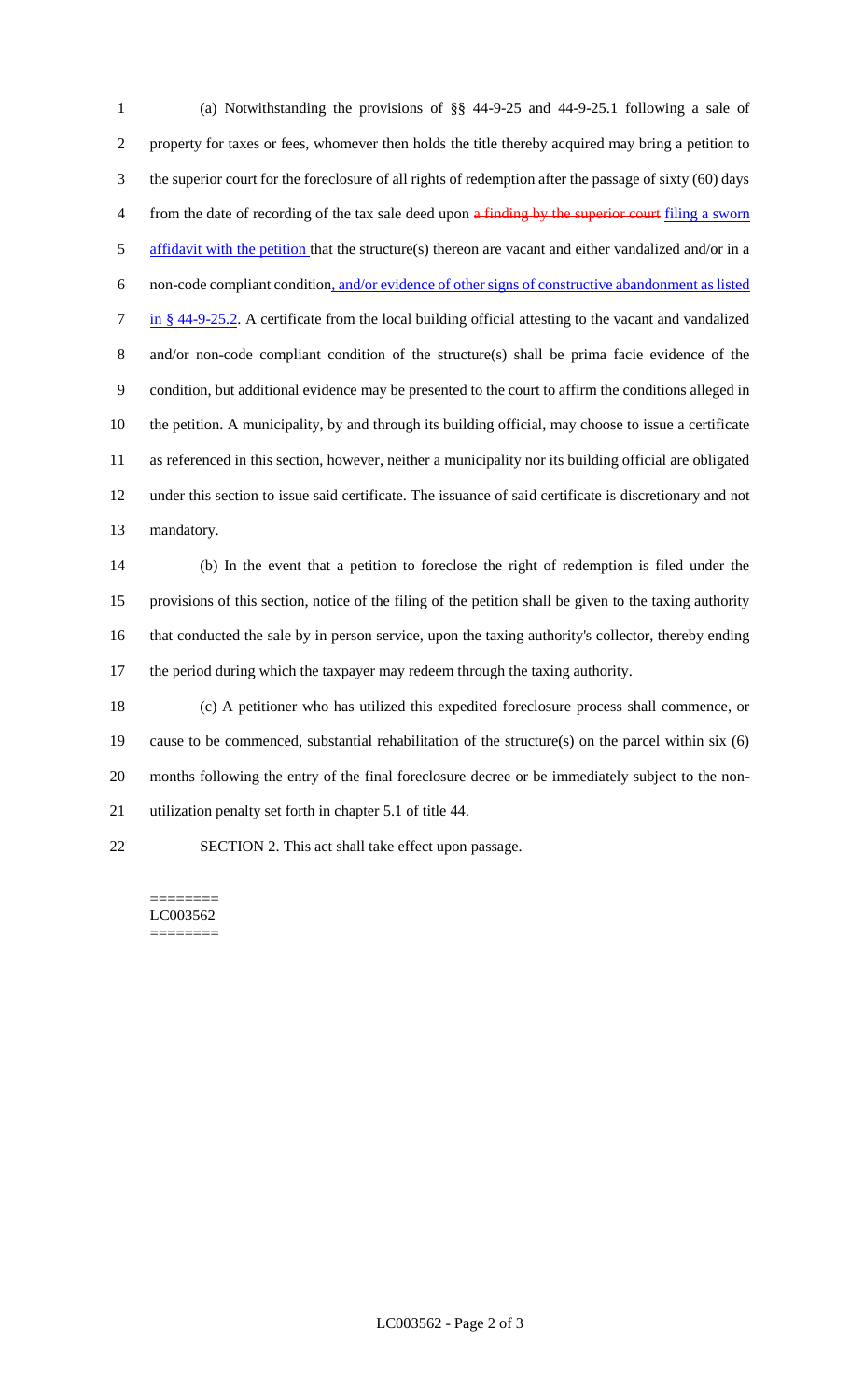(a) Notwithstanding the provisions of §§ 44-9-25 and 44-9-25.1 following a sale of property for taxes or fees, whomever then holds the title thereby acquired may bring a petition to the superior court for the foreclosure of all rights of redemption after the passage of sixty (60) days from the date of recording of the tax sale deed upon ~~a finding by the superior court~~ filing a sworn affidavit with the petition that the structure(s) thereon are vacant and either vandalized and/or in a non-code compliant condition, and/or evidence of other signs of constructive abandonment as listed in § 44-9-25.2. A certificate from the local building official attesting to the vacant and vandalized and/or non-code compliant condition of the structure(s) shall be prima facie evidence of the condition, but additional evidence may be presented to the court to affirm the conditions alleged in the petition. A municipality, by and through its building official, may choose to issue a certificate as referenced in this section, however, neither a municipality nor its building official are obligated under this section to issue said certificate. The issuance of said certificate is discretionary and not mandatory.

(b) In the event that a petition to foreclose the right of redemption is filed under the provisions of this section, notice of the filing of the petition shall be given to the taxing authority that conducted the sale by in person service, upon the taxing authority's collector, thereby ending the period during which the taxpayer may redeem through the taxing authority.

(c) A petitioner who has utilized this expedited foreclosure process shall commence, or cause to be commenced, substantial rehabilitation of the structure(s) on the parcel within six (6) months following the entry of the final foreclosure decree or be immediately subject to the non-utilization penalty set forth in chapter 5.1 of title 44.

SECTION 2. This act shall take effect upon passage.

========
LC003562
========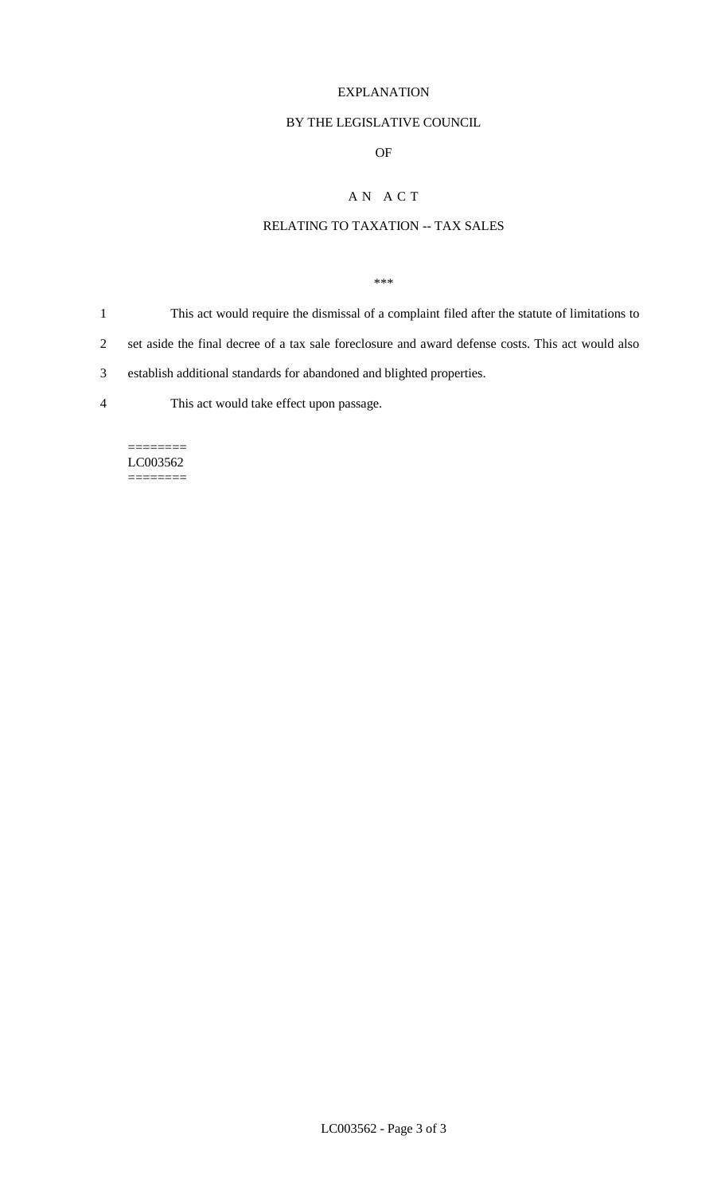EXPLANATION

BY THE LEGISLATIVE COUNCIL

OF

A N A C T

RELATING TO TAXATION -- TAX SALES

\*\*\*

1 This act would require the dismissal of a complaint filed after the statute of limitations to
2 set aside the final decree of a tax sale foreclosure and award defense costs. This act would also
3 establish additional standards for abandoned and blighted properties.
4 This act would take effect upon passage.

========
LC003562
========